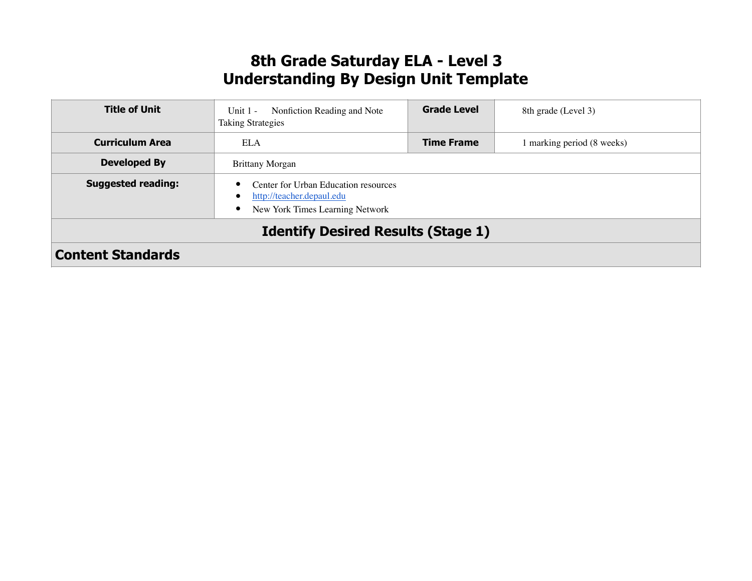# 8th Grade Saturday ELA - Level 3
# Understanding By Design Unit Template

| **Title of Unit** | Unit 1 - Nonfiction Reading and Note Taking Strategies | **Grade Level** | 8th grade (Level 3) |
|---|---|---|---|
| **Curriculum Area** | ELA | **Time Frame** | 1 marking period (8 weeks) |
| **Developed By** | Brittany Morgan | | |
| **Suggested reading:** | • Center for Urban Education resources<br>• [http://teacher.depaul.edu](http://teacher.depaul.edu)<br>• New York Times Learning Network | | |

## Identify Desired Results (Stage 1)

### Content Standards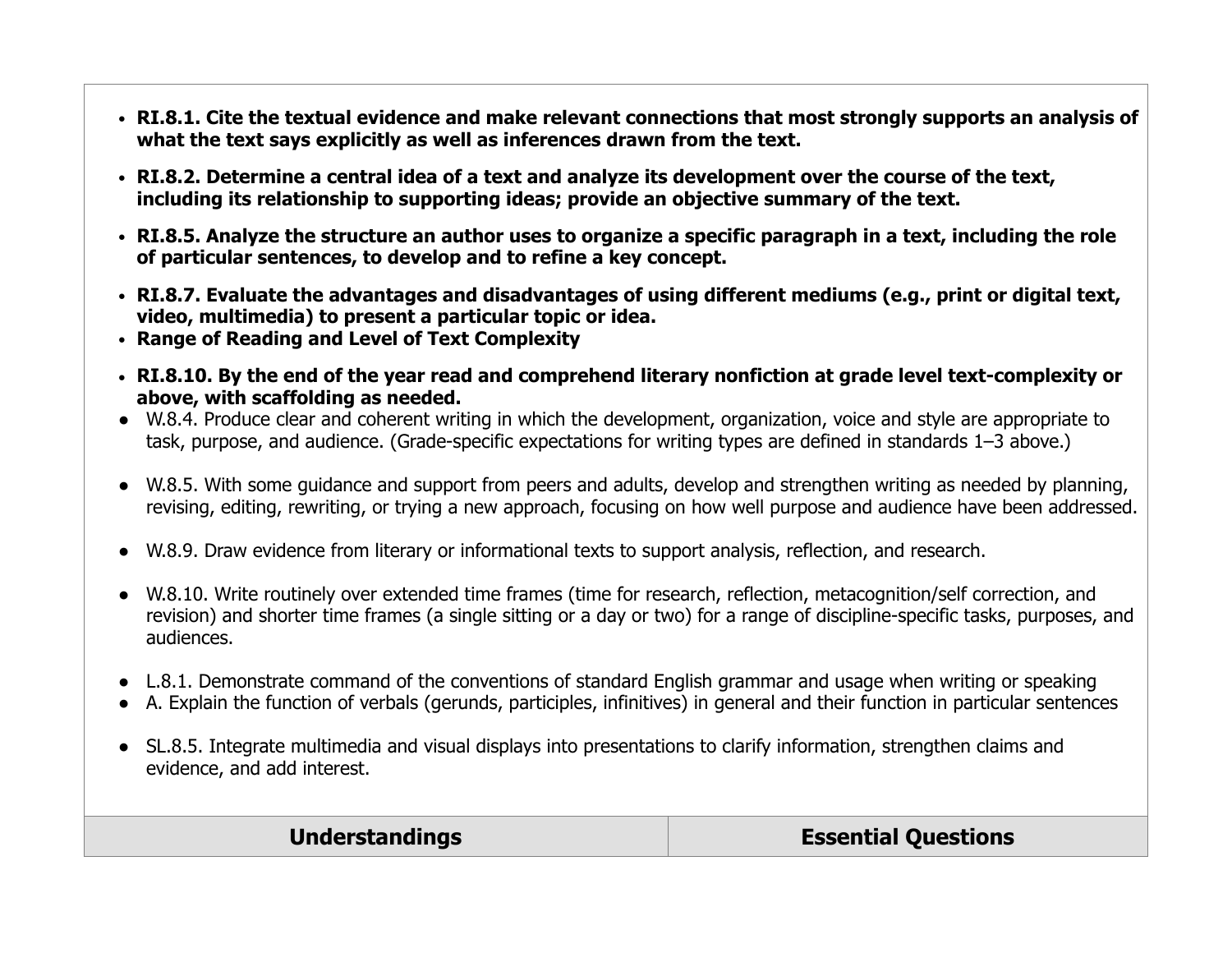- **RI.8.1. Cite the textual evidence and make relevant connections that most strongly supports an analysis of what the text says explicitly as well as inferences drawn from the text.**
- **RI.8.2. Determine a central idea of a text and analyze its development over the course of the text, including its relationship to supporting ideas; provide an objective summary of the text.**
- **RI.8.5. Analyze the structure an author uses to organize a specific paragraph in a text, including the role of particular sentences, to develop and to refine a key concept.**
- **RI.8.7. Evaluate the advantages and disadvantages of using different mediums (e.g., print or digital text, video, multimedia) to present a particular topic or idea.**
- **Range of Reading and Level of Text Complexity**
- **RI.8.10. By the end of the year read and comprehend literary nonfiction at grade level text-complexity or above, with scaffolding as needed.**
- W.8.4. Produce clear and coherent writing in which the development, organization, voice and style are appropriate to task, purpose, and audience. (Grade-specific expectations for writing types are defined in standards 1–3 above.)
- W.8.5. With some guidance and support from peers and adults, develop and strengthen writing as needed by planning, revising, editing, rewriting, or trying a new approach, focusing on how well purpose and audience have been addressed.
- W.8.9. Draw evidence from literary or informational texts to support analysis, reflection, and research.
- W.8.10. Write routinely over extended time frames (time for research, reflection, metacognition/self correction, and revision) and shorter time frames (a single sitting or a day or two) for a range of discipline-specific tasks, purposes, and audiences.
- L.8.1. Demonstrate command of the conventions of standard English grammar and usage when writing or speaking
- A. Explain the function of verbals (gerunds, participles, infinitives) in general and their function in particular sentences
- SL.8.5. Integrate multimedia and visual displays into presentations to clarify information, strengthen claims and evidence, and add interest.

| Understandings | Essential Questions |
|---|---|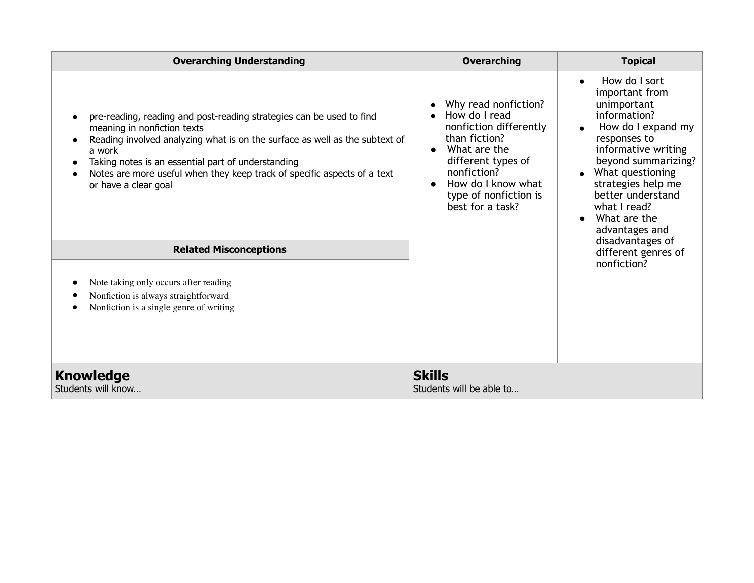| Overarching Understanding | Overarching | Topical |
|---|---|---|
| <ul><li>pre-reading, reading and post-reading strategies can be used to find meaning in nonfiction texts</li><li>Reading involved analyzing what is on the surface as well as the subtext of a work</li><li>Taking notes is an essential part of understanding</li><li>Notes are more useful when they keep track of specific aspects of a text or have a clear goal</li></ul> | <ul><li>Why read nonfiction?</li><li>How do I read nonfiction differently than fiction?</li><li>What are the different types of nonfiction?</li><li>How do I know what type of nonfiction is best for a task?</li></ul> | <ul><li>How do I sort important from unimportant information?</li><li>How do I expand my responses to informative writing beyond summarizing?</li><li>What questioning strategies help me better understand what I read?</li><li>What are the advantages and disadvantages of different genres of nonfiction?</li></ul> |
| **Related Misconceptions** | | |
| <ul><li>Note taking only occurs after reading</li><li>Nonfiction is always straightforward</li><li>Nonfiction is a single genre of writing</li></ul> | | |
| **Knowledge**<br>Students will know… | **Skills**<br>Students will be able to… | |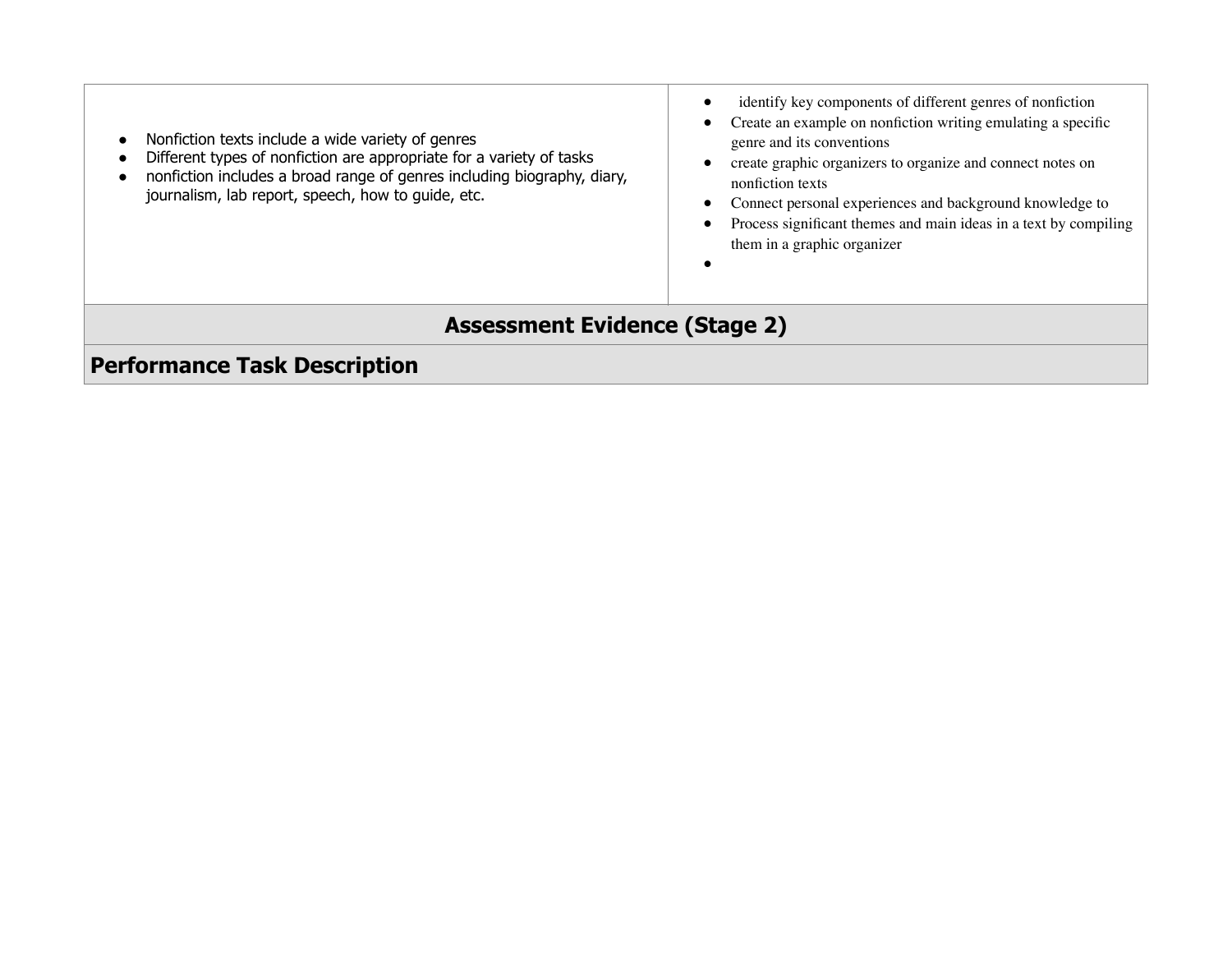| | |
|---|---|
| • Nonfiction texts include a wide variety of genres<br>• Different types of nonfiction are appropriate for a variety of tasks<br>• nonfiction includes a broad range of genres including biography, diary, journalism, lab report, speech, how to guide, etc. | • identify key components of different genres of nonfiction<br>• Create an example on nonfiction writing emulating a specific genre and its conventions<br>• create graphic organizers to organize and connect notes on nonfiction texts<br>• Connect personal experiences and background knowledge to<br>• Process significant themes and main ideas in a text by compiling them in a graphic organizer<br>• |

## Assessment Evidence (Stage 2)

### Performance Task Description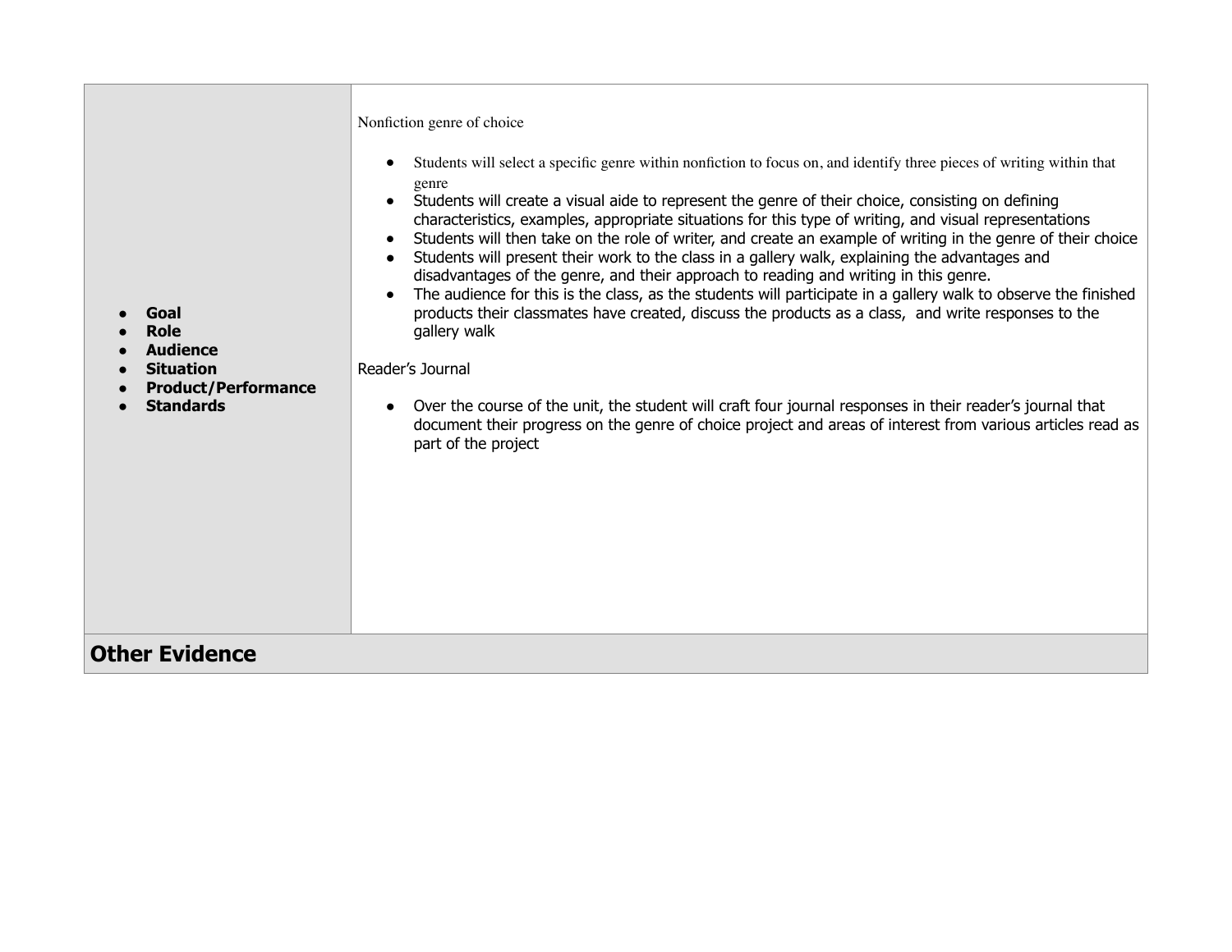| | |
|---|---|
| • **Goal**<br>• **Role**<br>• **Audience**<br>• **Situation**<br>• **Product/Performance**<br>• **Standards** | Nonfiction genre of choice<br><br>• Students will select a specific genre within nonfiction to focus on, and identify three pieces of writing within that genre<br>• Students will create a visual aide to represent the genre of their choice, consisting on defining characteristics, examples, appropriate situations for this type of writing, and visual representations<br>• Students will then take on the role of writer, and create an example of writing in the genre of their choice<br>• Students will present their work to the class in a gallery walk, explaining the advantages and disadvantages of the genre, and their approach to reading and writing in this genre.<br>• The audience for this is the class, as the students will participate in a gallery walk to observe the finished products their classmates have created, discuss the products as a class, and write responses to the gallery walk<br><br>Reader's Journal<br><br>• Over the course of the unit, the student will craft four journal responses in their reader's journal that document their progress on the genre of choice project and areas of interest from various articles read as part of the project |
| **Other Evidence** | |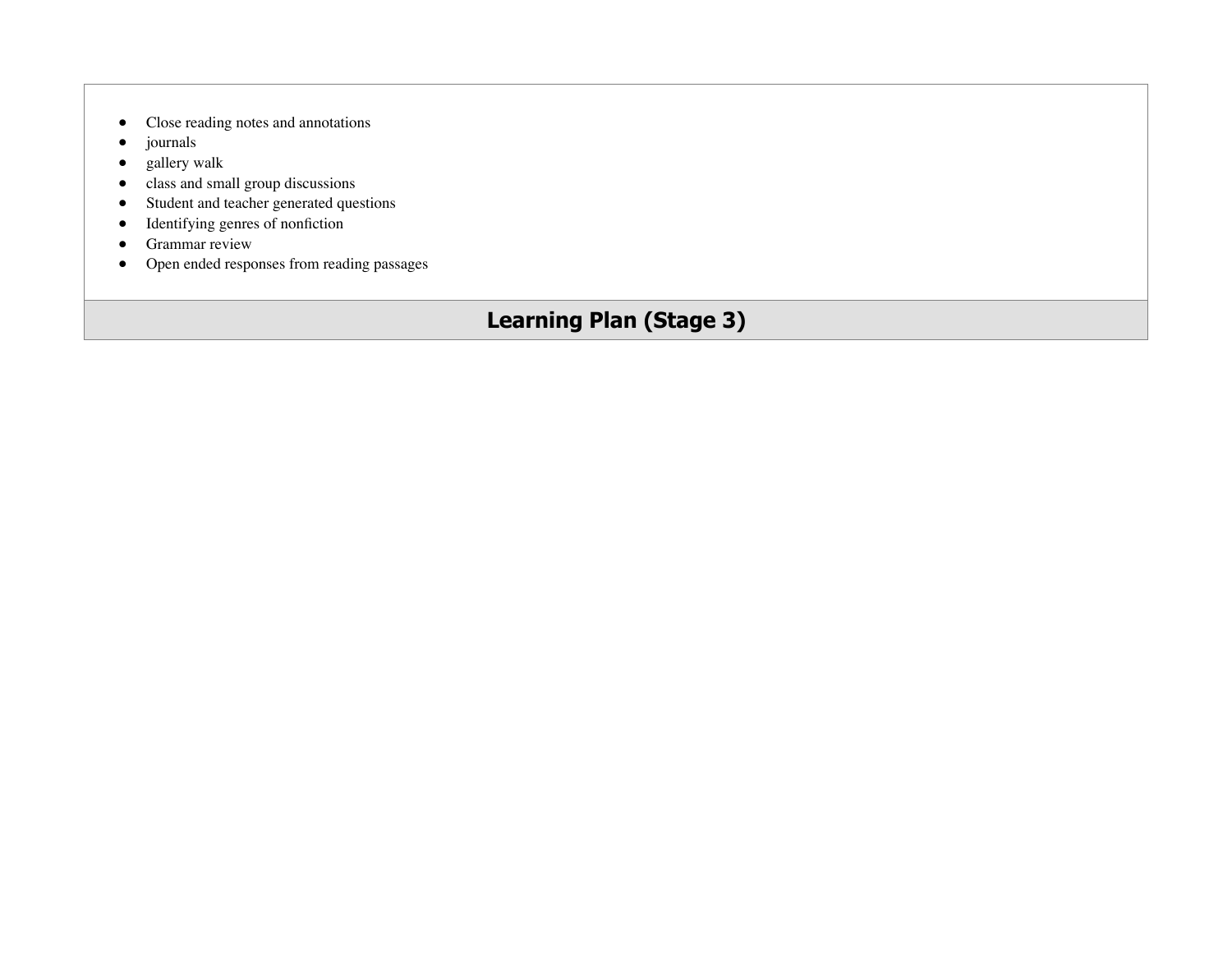- Close reading notes and annotations
- journals
- gallery walk
- class and small group discussions
- Student and teacher generated questions
- Identifying genres of nonfiction
- Grammar review
- Open ended responses from reading passages

## Learning Plan (Stage 3)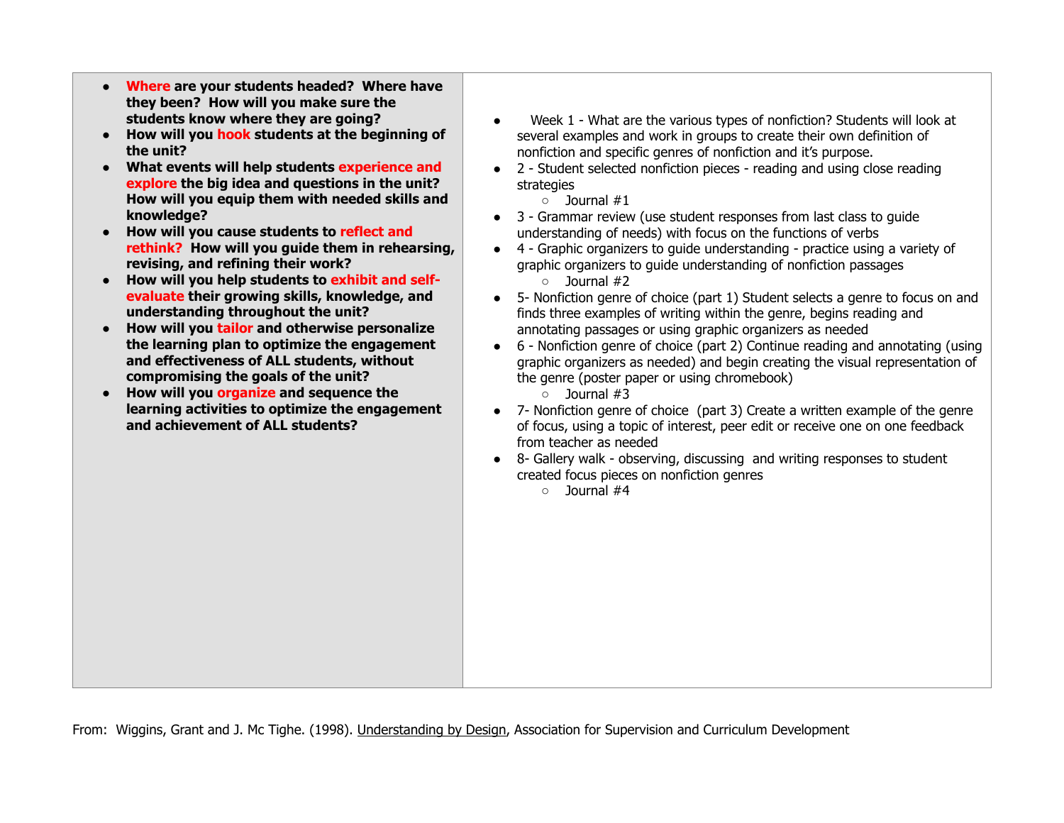| | |
|---|---|
| <ul><li>**Where are your students headed? Where have they been? How will you make sure the students know where they are going?**</li><li>**How will you hook students at the beginning of the unit?**</li><li>**What events will help students experience and explore the big idea and questions in the unit? How will you equip them with needed skills and knowledge?**</li><li>**How will you cause students to reflect and rethink? How will you guide them in rehearsing, revising, and refining their work?**</li><li>**How will you help students to exhibit and self-evaluate their growing skills, knowledge, and understanding throughout the unit?**</li><li>**How will you tailor and otherwise personalize the learning plan to optimize the engagement and effectiveness of ALL students, without compromising the goals of the unit?**</li><li>**How will you organize and sequence the learning activities to optimize the engagement and achievement of ALL students?**</li></ul> | <ul><li>Week 1 - What are the various types of nonfiction? Students will look at several examples and work in groups to create their own definition of nonfiction and specific genres of nonfiction and it's purpose.</li><li>2 - Student selected nonfiction pieces - reading and using close reading strategies<ul><li>Journal #1</li></ul></li><li>3 - Grammar review (use student responses from last class to guide understanding of needs) with focus on the functions of verbs</li><li>4 - Graphic organizers to guide understanding - practice using a variety of graphic organizers to guide understanding of nonfiction passages<ul><li>Journal #2</li></ul></li><li>5- Nonfiction genre of choice (part 1) Student selects a genre to focus on and finds three examples of writing within the genre, begins reading and annotating passages or using graphic organizers as needed</li><li>6 - Nonfiction genre of choice (part 2) Continue reading and annotating (using graphic organizers as needed) and begin creating the visual representation of the genre (poster paper or using chromebook)<ul><li>Journal #3</li></ul></li><li>7- Nonfiction genre of choice (part 3) Create a written example of the genre of focus, using a topic of interest, peer edit or receive one on one feedback from teacher as needed</li><li>8- Gallery walk - observing, discussing and writing responses to student created focus pieces on nonfiction genres<ul><li>Journal #4</li></ul></li></ul> |

From: Wiggins, Grant and J. Mc Tighe. (1998). Understanding by Design, Association for Supervision and Curriculum Development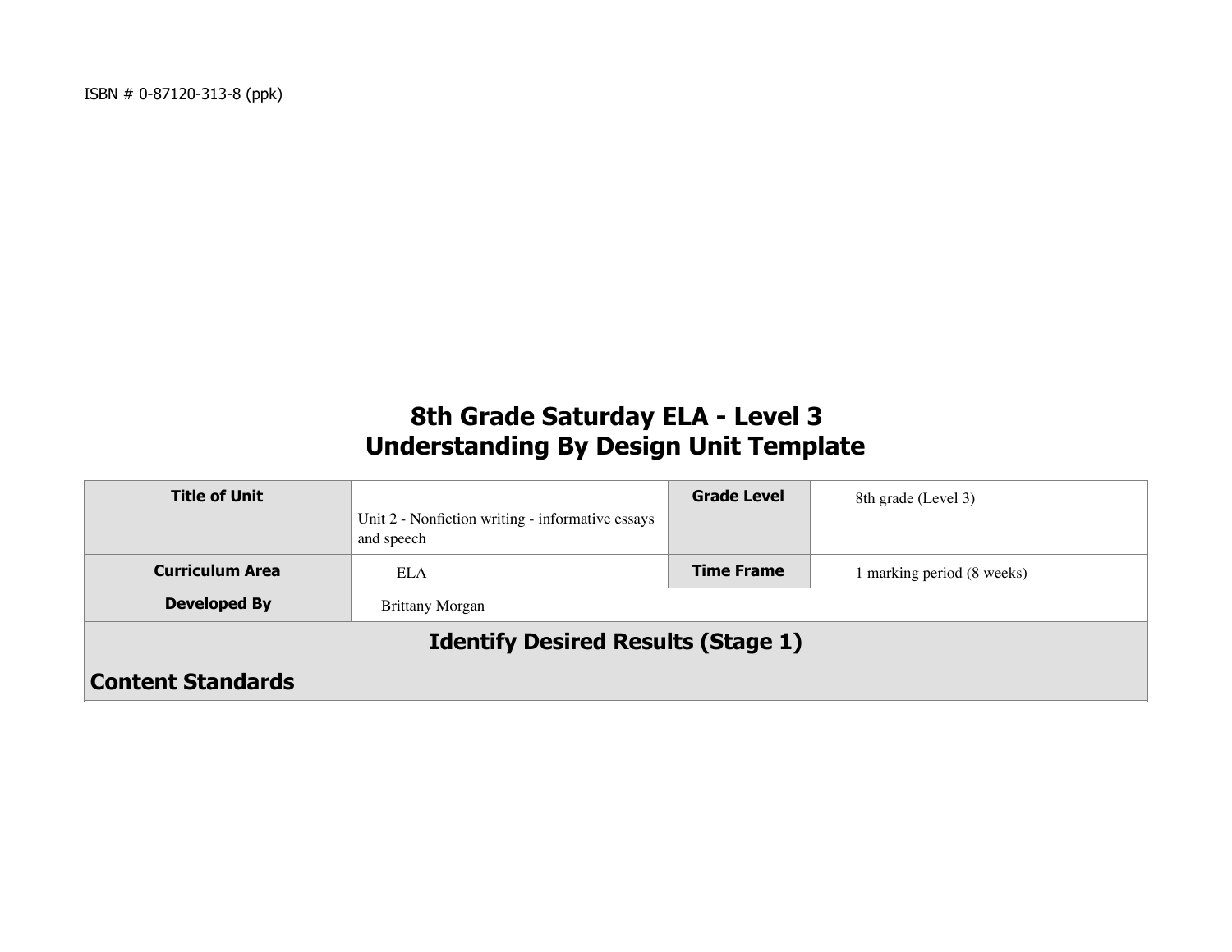ISBN # 0-87120-313-8 (ppk)

# 8th Grade Saturday ELA - Level 3
# Understanding By Design Unit Template

| **Title of Unit** | Unit 2 - Nonfiction writing - informative essays and speech | **Grade Level** | 8th grade (Level 3) |
|---|---|---|---|
| **Curriculum Area** | ELA | **Time Frame** | 1 marking period (8 weeks) |
| **Developed By** | Brittany Morgan | | |
| **Identify Desired Results (Stage 1)** | | | |
| **Content Standards** | | | |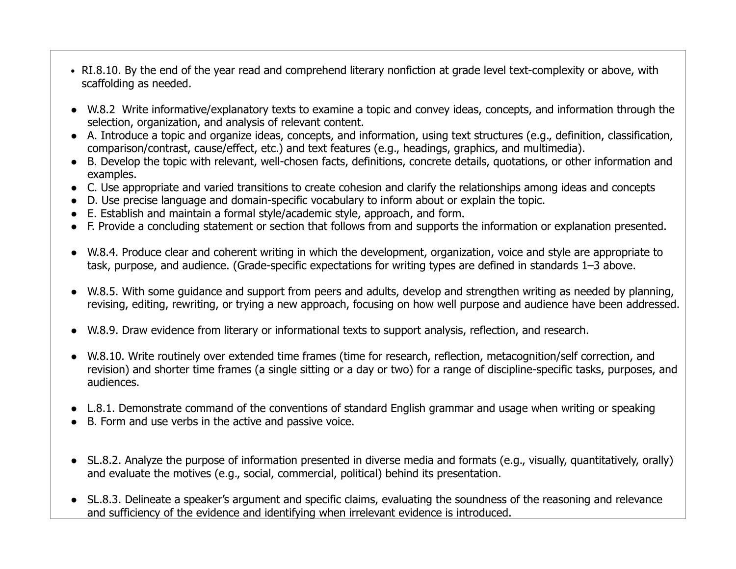- RI.8.10. By the end of the year read and comprehend literary nonfiction at grade level text-complexity or above, with scaffolding as needed.

- W.8.2 Write informative/explanatory texts to examine a topic and convey ideas, concepts, and information through the selection, organization, and analysis of relevant content.
- A. Introduce a topic and organize ideas, concepts, and information, using text structures (e.g., definition, classification, comparison/contrast, cause/effect, etc.) and text features (e.g., headings, graphics, and multimedia).
- B. Develop the topic with relevant, well-chosen facts, definitions, concrete details, quotations, or other information and examples.
- C. Use appropriate and varied transitions to create cohesion and clarify the relationships among ideas and concepts
- D. Use precise language and domain-specific vocabulary to inform about or explain the topic.
- E. Establish and maintain a formal style/academic style, approach, and form.
- F. Provide a concluding statement or section that follows from and supports the information or explanation presented.

- W.8.4. Produce clear and coherent writing in which the development, organization, voice and style are appropriate to task, purpose, and audience. (Grade-specific expectations for writing types are defined in standards 1–3 above.

- W.8.5. With some guidance and support from peers and adults, develop and strengthen writing as needed by planning, revising, editing, rewriting, or trying a new approach, focusing on how well purpose and audience have been addressed.

- W.8.9. Draw evidence from literary or informational texts to support analysis, reflection, and research.

- W.8.10. Write routinely over extended time frames (time for research, reflection, metacognition/self correction, and revision) and shorter time frames (a single sitting or a day or two) for a range of discipline-specific tasks, purposes, and audiences.

- L.8.1. Demonstrate command of the conventions of standard English grammar and usage when writing or speaking
- B. Form and use verbs in the active and passive voice.

- SL.8.2. Analyze the purpose of information presented in diverse media and formats (e.g., visually, quantitatively, orally) and evaluate the motives (e.g., social, commercial, political) behind its presentation.

- SL.8.3. Delineate a speaker's argument and specific claims, evaluating the soundness of the reasoning and relevance and sufficiency of the evidence and identifying when irrelevant evidence is introduced.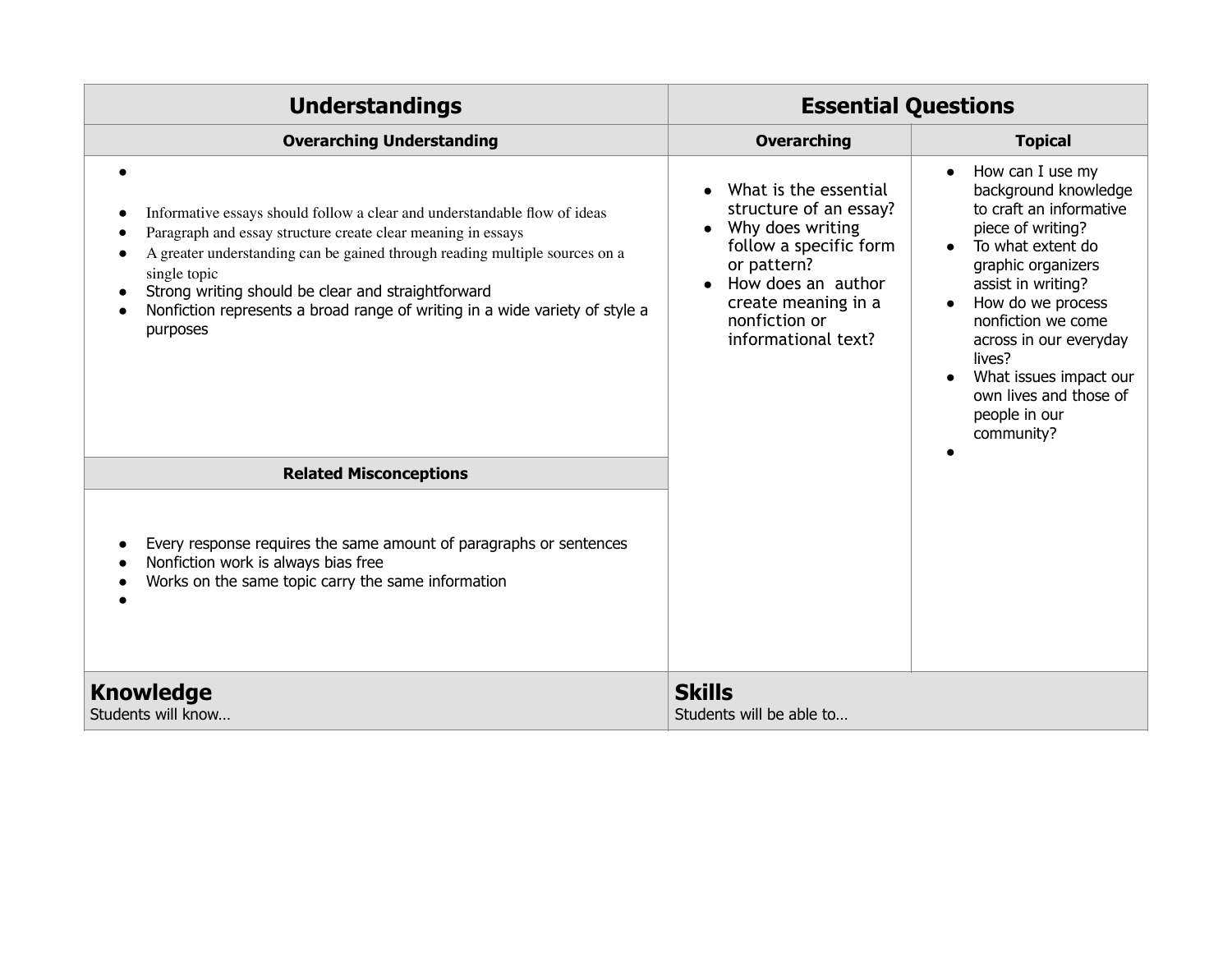| Understandings | Essential Questions | |
|---|---|---|
| **Overarching Understanding** | **Overarching** | **Topical** |
| • <br>• Informative essays should follow a clear and understandable flow of ideas<br>• Paragraph and essay structure create clear meaning in essays<br>• A greater understanding can be gained through reading multiple sources on a single topic<br>• Strong writing should be clear and straightforward<br>• Nonfiction represents a broad range of writing in a wide variety of style a purposes | • What is the essential structure of an essay?<br>• Why does writing follow a specific form or pattern?<br>• How does an author create meaning in a nonfiction or informational text? | • How can I use my background knowledge to craft an informative piece of writing?<br>• To what extent do graphic organizers assist in writing?<br>• How do we process nonfiction we come across in our everyday lives?<br>• What issues impact our own lives and those of people in our community?<br>• |
| **Related Misconceptions** | | |
| • Every response requires the same amount of paragraphs or sentences<br>• Nonfiction work is always bias free<br>• Works on the same topic carry the same information<br>• | | |

| **Knowledge**<br>Students will know… | **Skills**<br>Students will be able to… |
|---|---|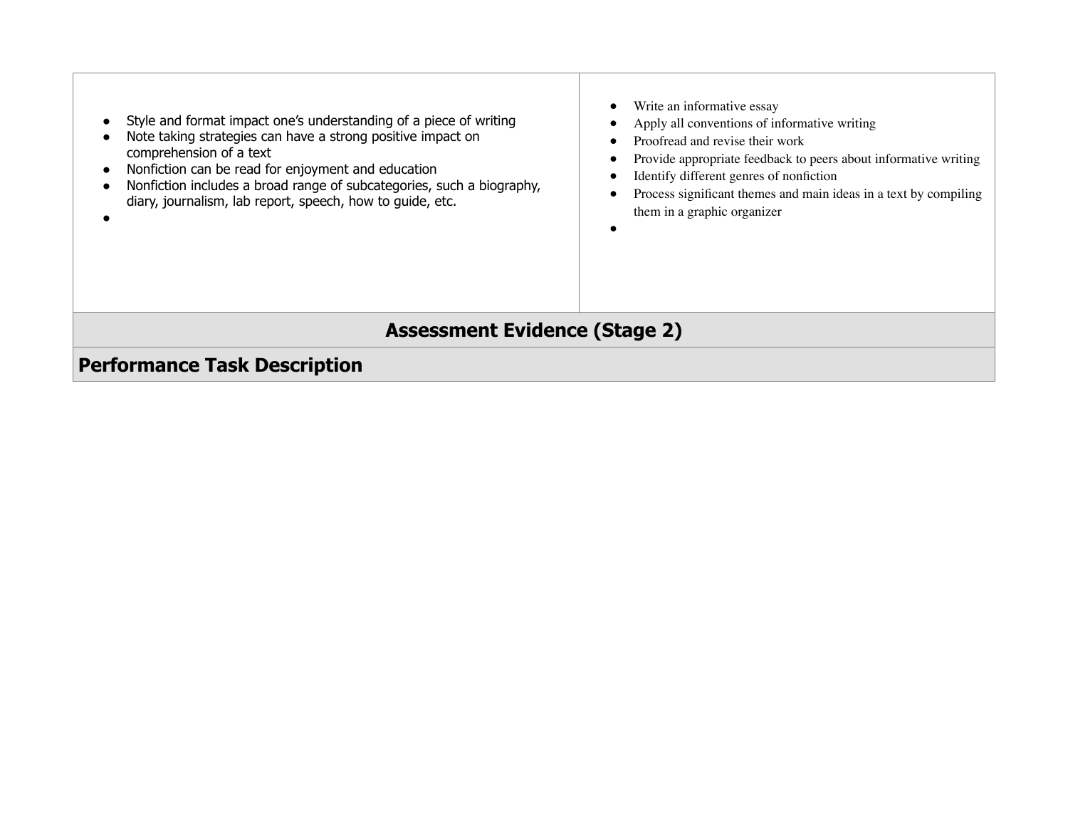| | |
|---|---|
| • Style and format impact one's understanding of a piece of writing<br>• Note taking strategies can have a strong positive impact on comprehension of a text<br>• Nonfiction can be read for enjoyment and education<br>• Nonfiction includes a broad range of subcategories, such a biography, diary, journalism, lab report, speech, how to guide, etc.<br>• | • Write an informative essay<br>• Apply all conventions of informative writing<br>• Proofread and revise their work<br>• Provide appropriate feedback to peers about informative writing<br>• Identify different genres of nonfiction<br>• Process significant themes and main ideas in a text by compiling them in a graphic organizer<br>• |

## Assessment Evidence (Stage 2)

### Performance Task Description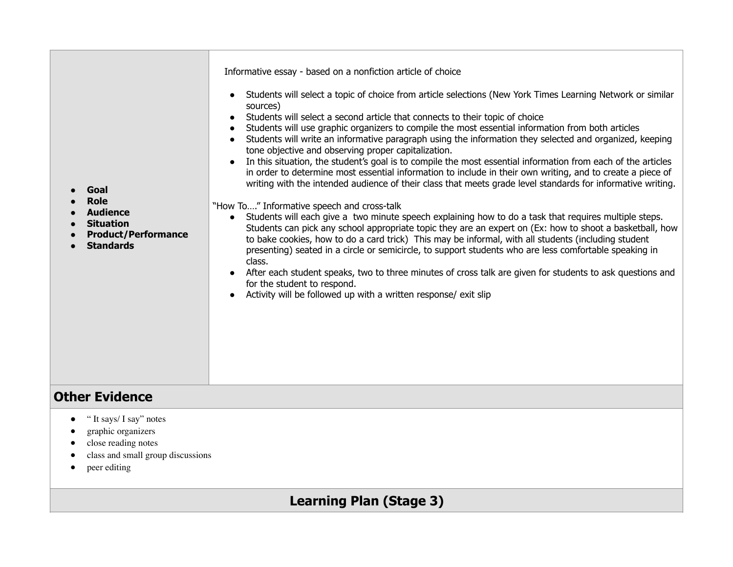| • **Goal**<br>• **Role**<br>• **Audience**<br>• **Situation**<br>• **Product/Performance**<br>• **Standards** | Informative essay - based on a nonfiction article of choice<br><br>• Students will select a topic of choice from article selections (New York Times Learning Network or similar sources)<br>• Students will select a second article that connects to their topic of choice<br>• Students will use graphic organizers to compile the most essential information from both articles<br>• Students will write an informative paragraph using the information they selected and organized, keeping tone objective and observing proper capitalization.<br>• In this situation, the student's goal is to compile the most essential information from each of the articles in order to determine most essential information to include in their own writing, and to create a piece of writing with the intended audience of their class that meets grade level standards for informative writing.<br><br>"How To…." Informative speech and cross-talk<br>• Students will each give a two minute speech explaining how to do a task that requires multiple steps. Students can pick any school appropriate topic they are an expert on (Ex: how to shoot a basketball, how to bake cookies, how to do a card trick) This may be informal, with all students (including student presenting) seated in a circle or semicircle, to support students who are less comfortable speaking in class.<br>• After each student speaks, two to three minutes of cross talk are given for students to ask questions and for the student to respond.<br>• Activity will be followed up with a written response/ exit slip |
|---|---|

## Other Evidence

- " It says/ I say" notes
- graphic organizers
- close reading notes
- class and small group discussions
- peer editing

## Learning Plan (Stage 3)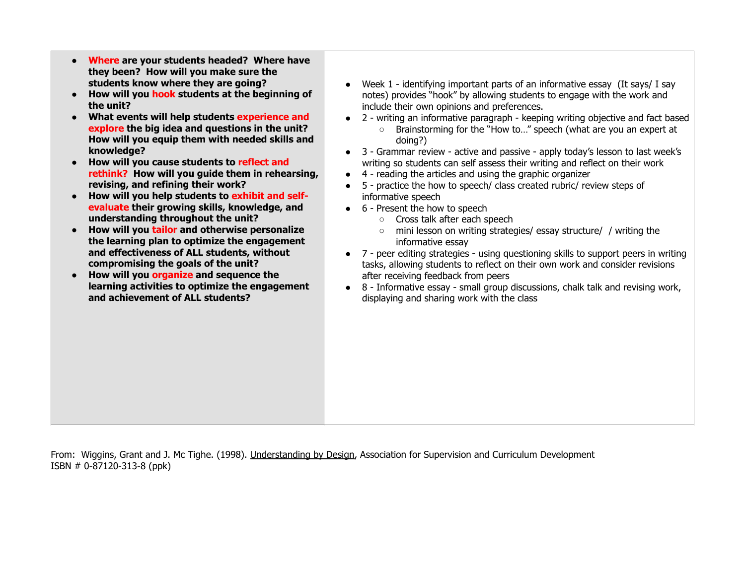| | |
|---|---|
| • **Where are your students headed? Where have they been? How will you make sure the students know where they are going?**<br>• **How will you hook students at the beginning of the unit?**<br>• **What events will help students experience and explore the big idea and questions in the unit? How will you equip them with needed skills and knowledge?**<br>• **How will you cause students to reflect and rethink? How will you guide them in rehearsing, revising, and refining their work?**<br>• **How will you help students to exhibit and self-evaluate their growing skills, knowledge, and understanding throughout the unit?**<br>• **How will you tailor and otherwise personalize the learning plan to optimize the engagement and effectiveness of ALL students, without compromising the goals of the unit?**<br>• **How will you organize and sequence the learning activities to optimize the engagement and achievement of ALL students?** | • Week 1 - identifying important parts of an informative essay (It says/ I say notes) provides "hook" by allowing students to engage with the work and include their own opinions and preferences.<br>• 2 - writing an informative paragraph - keeping writing objective and fact based<br>  ○ Brainstorming for the "How to…" speech (what are you an expert at doing?)<br>• 3 - Grammar review - active and passive - apply today's lesson to last week's writing so students can self assess their writing and reflect on their work<br>• 4 - reading the articles and using the graphic organizer<br>• 5 - practice the how to speech/ class created rubric/ review steps of informative speech<br>• 6 - Present the how to speech<br>  ○ Cross talk after each speech<br>  ○ mini lesson on writing strategies/ essay structure/ / writing the informative essay<br>• 7 - peer editing strategies - using questioning skills to support peers in writing tasks, allowing students to reflect on their own work and consider revisions after receiving feedback from peers<br>• 8 - Informative essay - small group discussions, chalk talk and revising work, displaying and sharing work with the class |

From: Wiggins, Grant and J. Mc Tighe. (1998). Understanding by Design, Association for Supervision and Curriculum Development
ISBN # 0-87120-313-8 (ppk)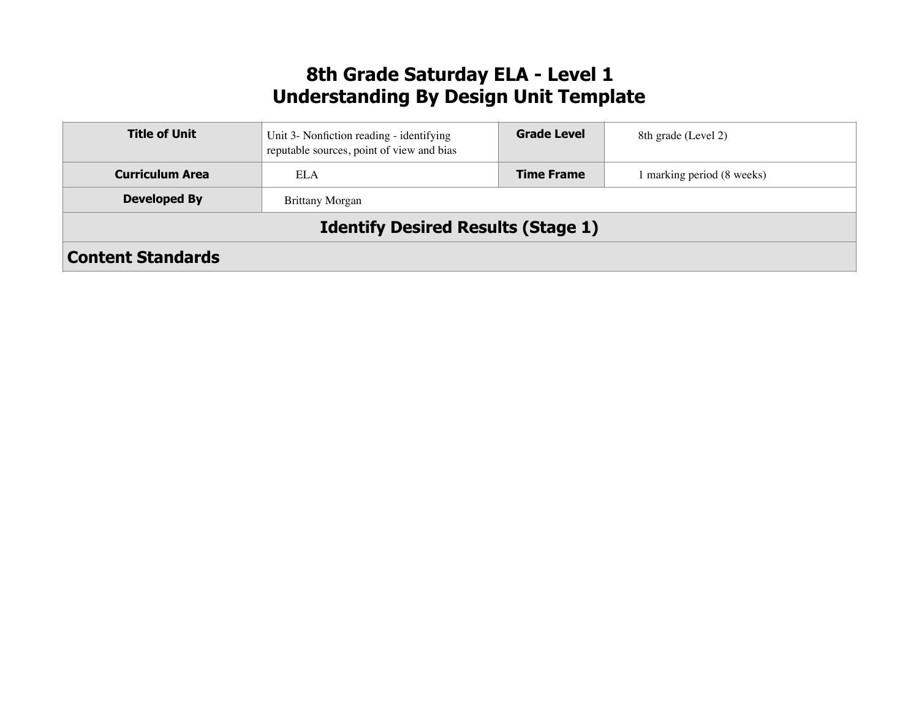# 8th Grade Saturday ELA - Level 1
# Understanding By Design Unit Template

| **Title of Unit** | Unit 3- Nonfiction reading - identifying reputable sources, point of view and bias | **Grade Level** | 8th grade (Level 2) |
|---|---|---|---|
| **Curriculum Area** | ELA | **Time Frame** | 1 marking period (8 weeks) |
| **Developed By** | Brittany Morgan | | |
| **Identify Desired Results (Stage 1)** | | | |
| **Content Standards** | | | |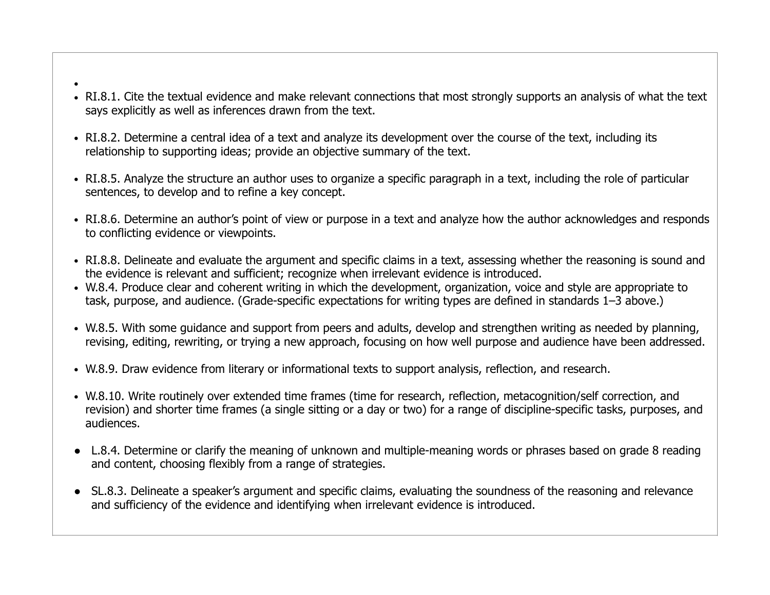- RI.8.1. Cite the textual evidence and make relevant connections that most strongly supports an analysis of what the text says explicitly as well as inferences drawn from the text.

- RI.8.2. Determine a central idea of a text and analyze its development over the course of the text, including its relationship to supporting ideas; provide an objective summary of the text.

- RI.8.5. Analyze the structure an author uses to organize a specific paragraph in a text, including the role of particular sentences, to develop and to refine a key concept.

- RI.8.6. Determine an author's point of view or purpose in a text and analyze how the author acknowledges and responds to conflicting evidence or viewpoints.

- RI.8.8. Delineate and evaluate the argument and specific claims in a text, assessing whether the reasoning is sound and the evidence is relevant and sufficient; recognize when irrelevant evidence is introduced.
- W.8.4. Produce clear and coherent writing in which the development, organization, voice and style are appropriate to task, purpose, and audience. (Grade-specific expectations for writing types are defined in standards 1–3 above.)

- W.8.5. With some guidance and support from peers and adults, develop and strengthen writing as needed by planning, revising, editing, rewriting, or trying a new approach, focusing on how well purpose and audience have been addressed.

- W.8.9. Draw evidence from literary or informational texts to support analysis, reflection, and research.

- W.8.10. Write routinely over extended time frames (time for research, reflection, metacognition/self correction, and revision) and shorter time frames (a single sitting or a day or two) for a range of discipline-specific tasks, purposes, and audiences.

- L.8.4. Determine or clarify the meaning of unknown and multiple-meaning words or phrases based on grade 8 reading and content, choosing flexibly from a range of strategies.

- SL.8.3. Delineate a speaker's argument and specific claims, evaluating the soundness of the reasoning and relevance and sufficiency of the evidence and identifying when irrelevant evidence is introduced.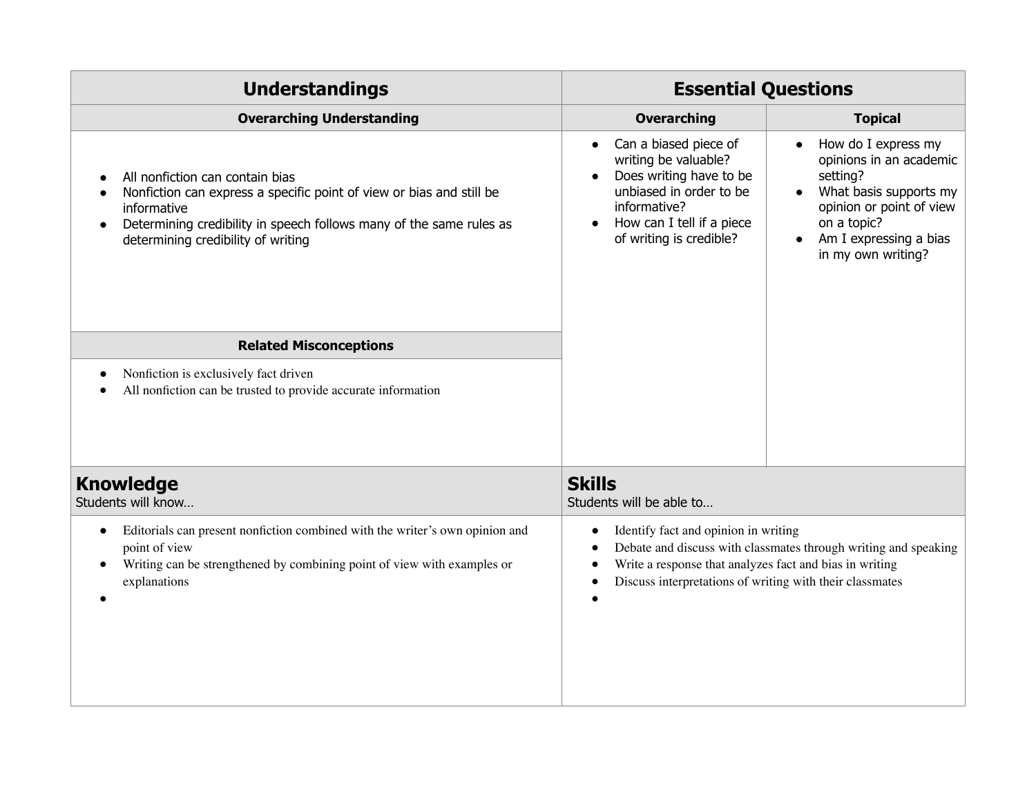| Understandings | Essential Questions | |
|---|---|---|
| **Overarching Understanding** | **Overarching** | **Topical** |
| <ul><li>All nonfiction can contain bias</li><li>Nonfiction can express a specific point of view or bias and still be informative</li><li>Determining credibility in speech follows many of the same rules as determining credibility of writing</li></ul> | <ul><li>Can a biased piece of writing be valuable?</li><li>Does writing have to be unbiased in order to be informative?</li><li>How can I tell if a piece of writing is credible?</li></ul> | <ul><li>How do I express my opinions in an academic setting?</li><li>What basis supports my opinion or point of view on a topic?</li><li>Am I expressing a bias in my own writing?</li></ul> |
| **Related Misconceptions** | | |
| <ul><li>Nonfiction is exclusively fact driven</li><li>All nonfiction can be trusted to provide accurate information</li></ul> | | |

| **Knowledge**<br>Students will know… | **Skills**<br>Students will be able to… |
|---|---|
| <ul><li>Editorials can present nonfiction combined with the writer's own opinion and point of view</li><li>Writing can be strengthened by combining point of view with examples or explanations</li><li></li></ul> | <ul><li>Identify fact and opinion in writing</li><li>Debate and discuss with classmates through writing and speaking</li><li>Write a response that analyzes fact and bias in writing</li><li>Discuss interpretations of writing with their classmates</li><li></li></ul> |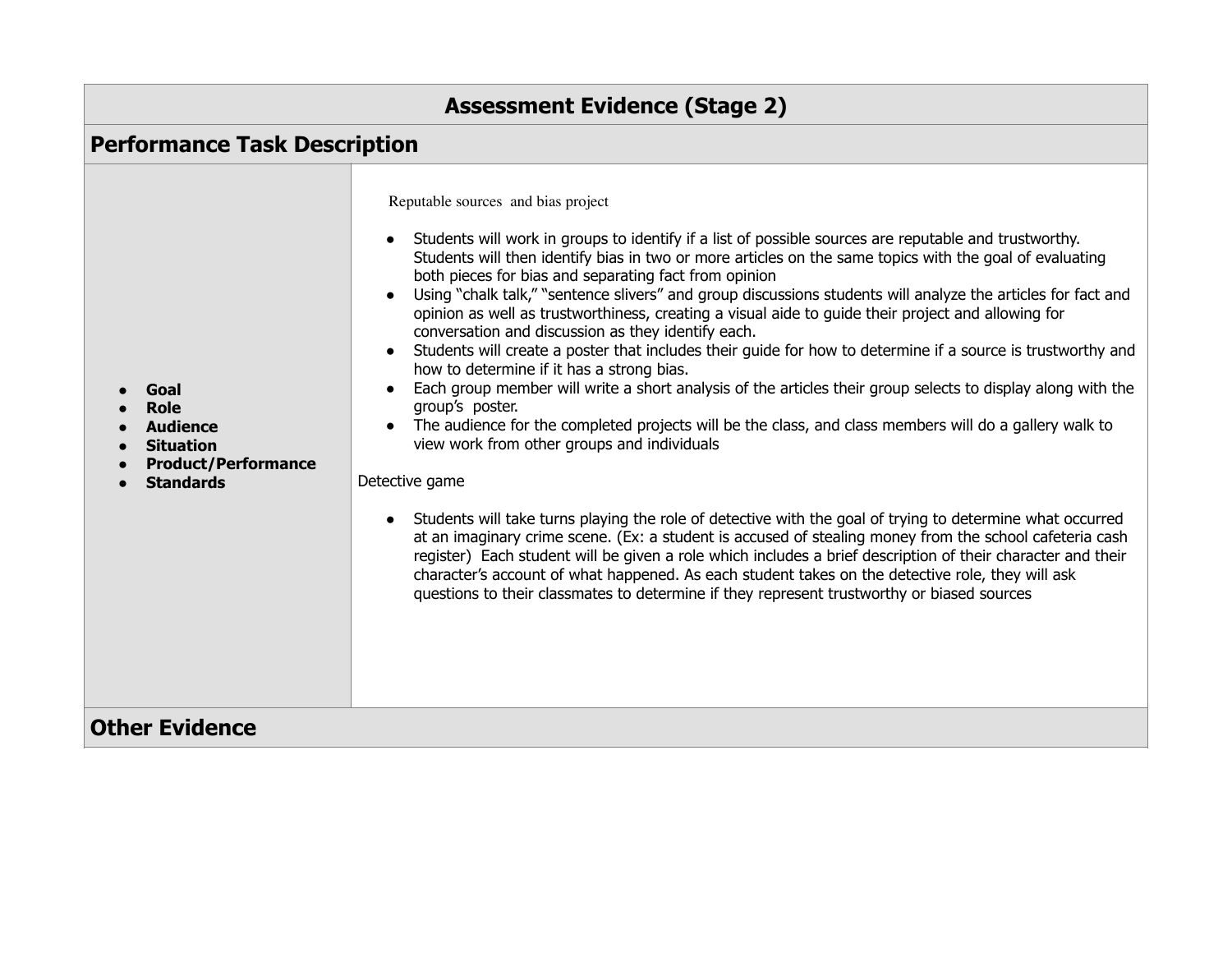# Assessment Evidence (Stage 2)

## Performance Task Description

| | |
|---|---|
| • **Goal**<br>• **Role**<br>• **Audience**<br>• **Situation**<br>• **Product/Performance**<br>• **Standards** | Reputable sources and bias project<br><br>• Students will work in groups to identify if a list of possible sources are reputable and trustworthy. Students will then identify bias in two or more articles on the same topics with the goal of evaluating both pieces for bias and separating fact from opinion<br>• Using "chalk talk," "sentence slivers" and group discussions students will analyze the articles for fact and opinion as well as trustworthiness, creating a visual aide to guide their project and allowing for conversation and discussion as they identify each.<br>• Students will create a poster that includes their guide for how to determine if a source is trustworthy and how to determine if it has a strong bias.<br>• Each group member will write a short analysis of the articles their group selects to display along with the group's poster.<br>• The audience for the completed projects will be the class, and class members will do a gallery walk to view work from other groups and individuals<br><br>Detective game<br><br>• Students will take turns playing the role of detective with the goal of trying to determine what occurred at an imaginary crime scene. (Ex: a student is accused of stealing money from the school cafeteria cash register) Each student will be given a role which includes a brief description of their character and their character's account of what happened. As each student takes on the detective role, they will ask questions to their classmates to determine if they represent trustworthy or biased sources |

## Other Evidence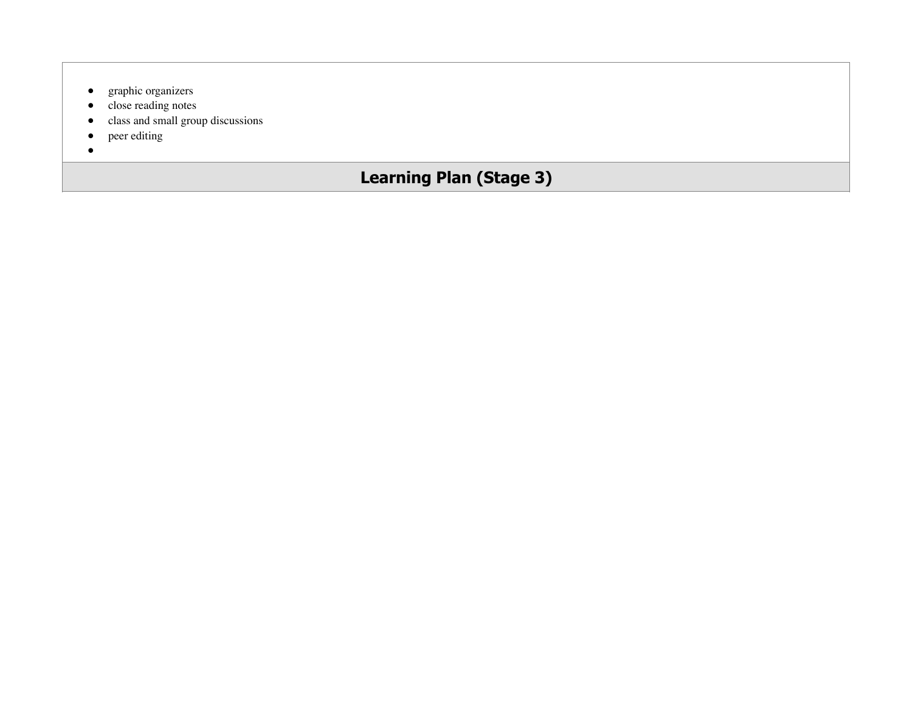- graphic organizers
- close reading notes
- class and small group discussions
- peer editing
-

## Learning Plan (Stage 3)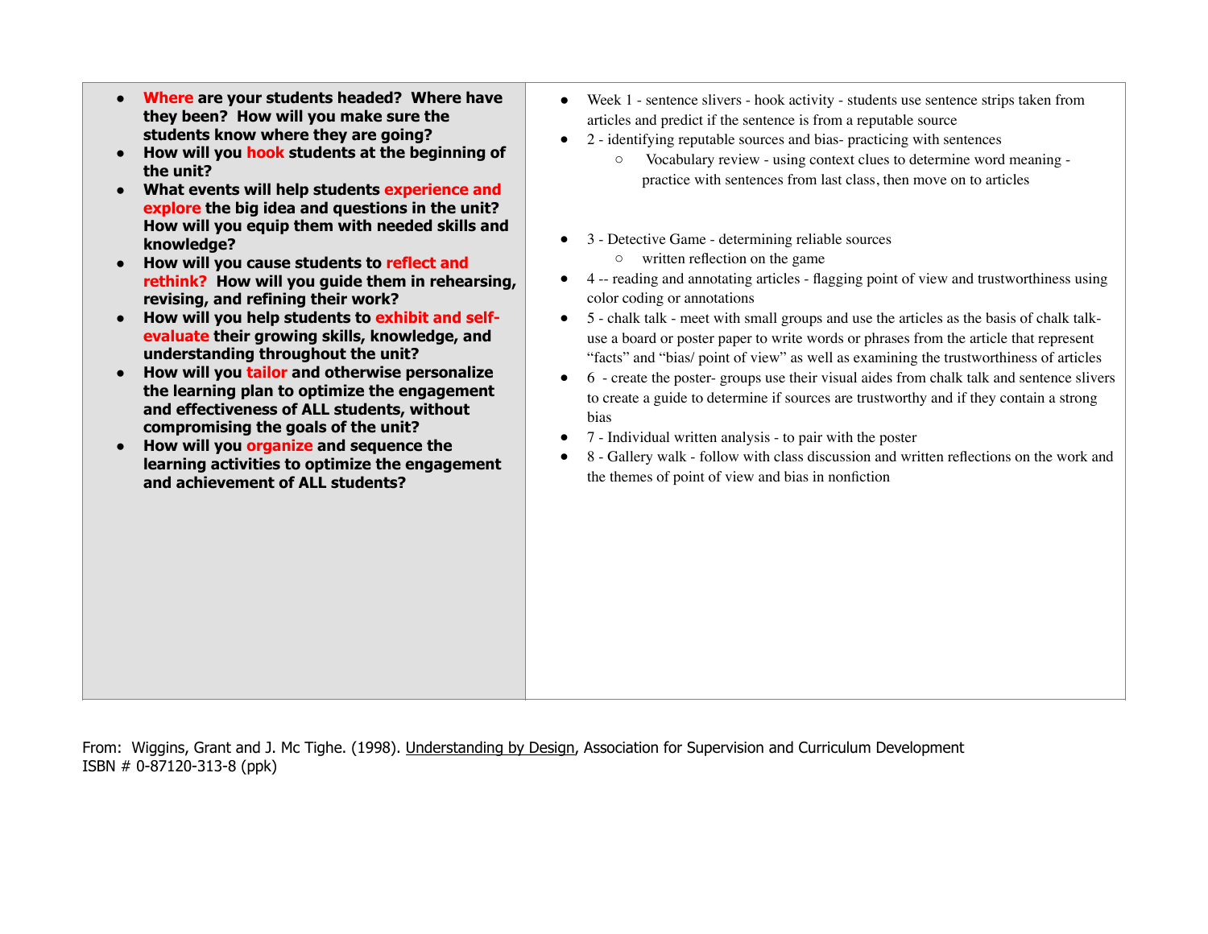| | |
|---|---|
| • **Where are your students headed? Where have they been? How will you make sure the students know where they are going?**<br>• **How will you hook students at the beginning of the unit?**<br>• **What events will help students experience and explore the big idea and questions in the unit? How will you equip them with needed skills and knowledge?**<br>• **How will you cause students to reflect and rethink? How will you guide them in rehearsing, revising, and refining their work?**<br>• **How will you help students to exhibit and self-evaluate their growing skills, knowledge, and understanding throughout the unit?**<br>• **How will you tailor and otherwise personalize the learning plan to optimize the engagement and effectiveness of ALL students, without compromising the goals of the unit?**<br>• **How will you organize and sequence the learning activities to optimize the engagement and achievement of ALL students?** | • Week 1 - sentence slivers - hook activity - students use sentence strips taken from articles and predict if the sentence is from a reputable source<br>• 2 - identifying reputable sources and bias- practicing with sentences<br>  ○ Vocabulary review - using context clues to determine word meaning - practice with sentences from last class, then move on to articles<br>• 3 - Detective Game - determining reliable sources<br>  ○ written reflection on the game<br>• 4 -- reading and annotating articles - flagging point of view and trustworthiness using color coding or annotations<br>• 5 - chalk talk - meet with small groups and use the articles as the basis of chalk talk- use a board or poster paper to write words or phrases from the article that represent "facts" and "bias/ point of view" as well as examining the trustworthiness of articles<br>• 6 - create the poster- groups use their visual aides from chalk talk and sentence slivers to create a guide to determine if sources are trustworthy and if they contain a strong bias<br>• 7 - Individual written analysis - to pair with the poster<br>• 8 - Gallery walk - follow with class discussion and written reflections on the work and the themes of point of view and bias in nonfiction |

From: Wiggins, Grant and J. Mc Tighe. (1998). Understanding by Design, Association for Supervision and Curriculum Development
ISBN # 0-87120-313-8 (ppk)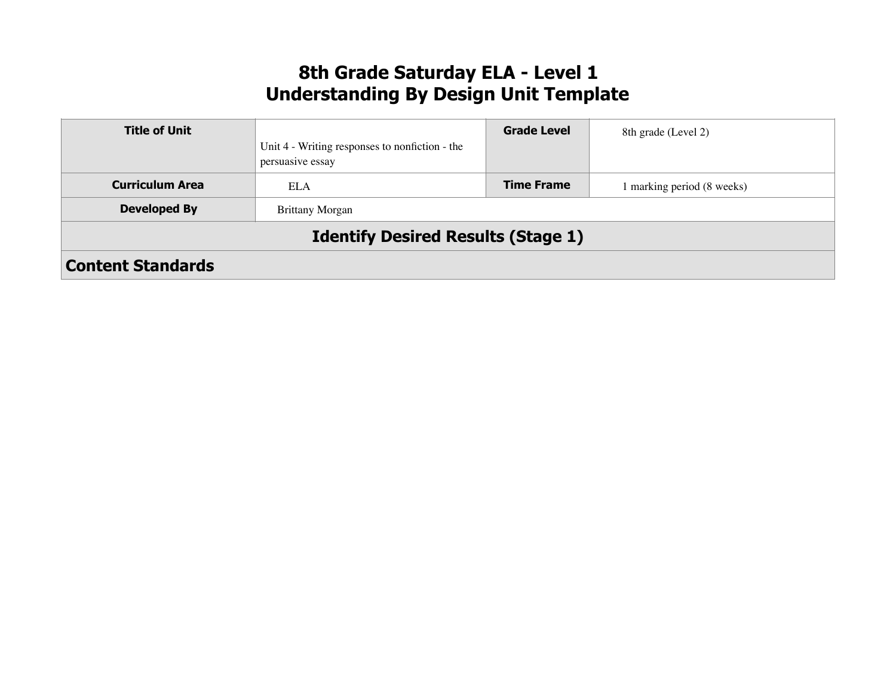# 8th Grade Saturday ELA - Level 1
# Understanding By Design Unit Template

| **Title of Unit** | Unit 4 - Writing responses to nonfiction - the persuasive essay | **Grade Level** | 8th grade (Level 2) |
|---|---|---|---|
| **Curriculum Area** | ELA | **Time Frame** | 1 marking period (8 weeks) |
| **Developed By** | Brittany Morgan | | |
| **Identify Desired Results (Stage 1)** | | | |
| **Content Standards** | | | |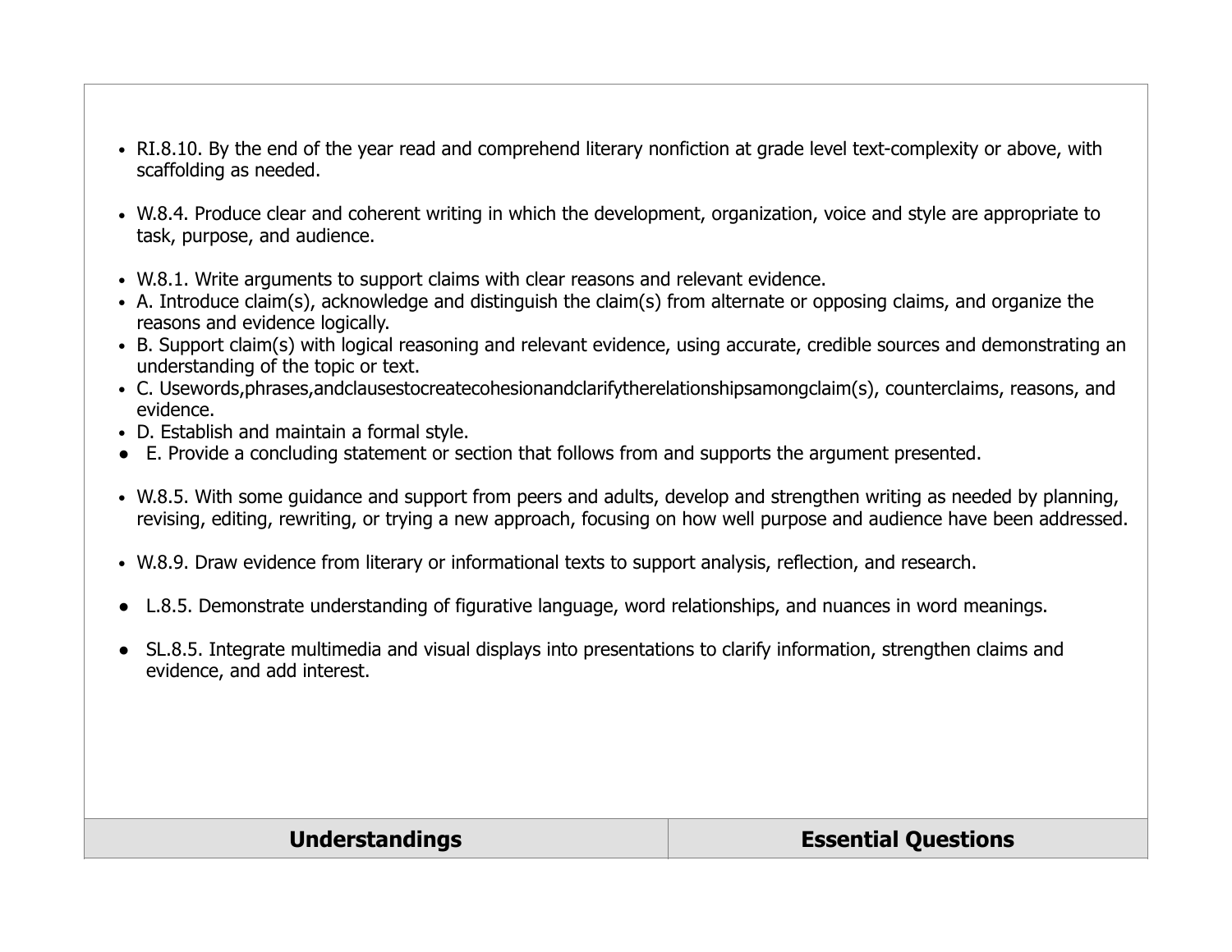- RI.8.10. By the end of the year read and comprehend literary nonfiction at grade level text-complexity or above, with scaffolding as needed.

- W.8.4. Produce clear and coherent writing in which the development, organization, voice and style are appropriate to task, purpose, and audience.

- W.8.1. Write arguments to support claims with clear reasons and relevant evidence.
- A. Introduce claim(s), acknowledge and distinguish the claim(s) from alternate or opposing claims, and organize the reasons and evidence logically.
- B. Support claim(s) with logical reasoning and relevant evidence, using accurate, credible sources and demonstrating an understanding of the topic or text.
- C. Usewords,phrases,andclausestocreatecohesionandclarifytherelationshipsamongclaim(s), counterclaims, reasons, and evidence.
- D. Establish and maintain a formal style.
- E. Provide a concluding statement or section that follows from and supports the argument presented.

- W.8.5. With some guidance and support from peers and adults, develop and strengthen writing as needed by planning, revising, editing, rewriting, or trying a new approach, focusing on how well purpose and audience have been addressed.

- W.8.9. Draw evidence from literary or informational texts to support analysis, reflection, and research.

- L.8.5. Demonstrate understanding of figurative language, word relationships, and nuances in word meanings.

- SL.8.5. Integrate multimedia and visual displays into presentations to clarify information, strengthen claims and evidence, and add interest.

| **Understandings** | **Essential Questions** |
| --- | --- |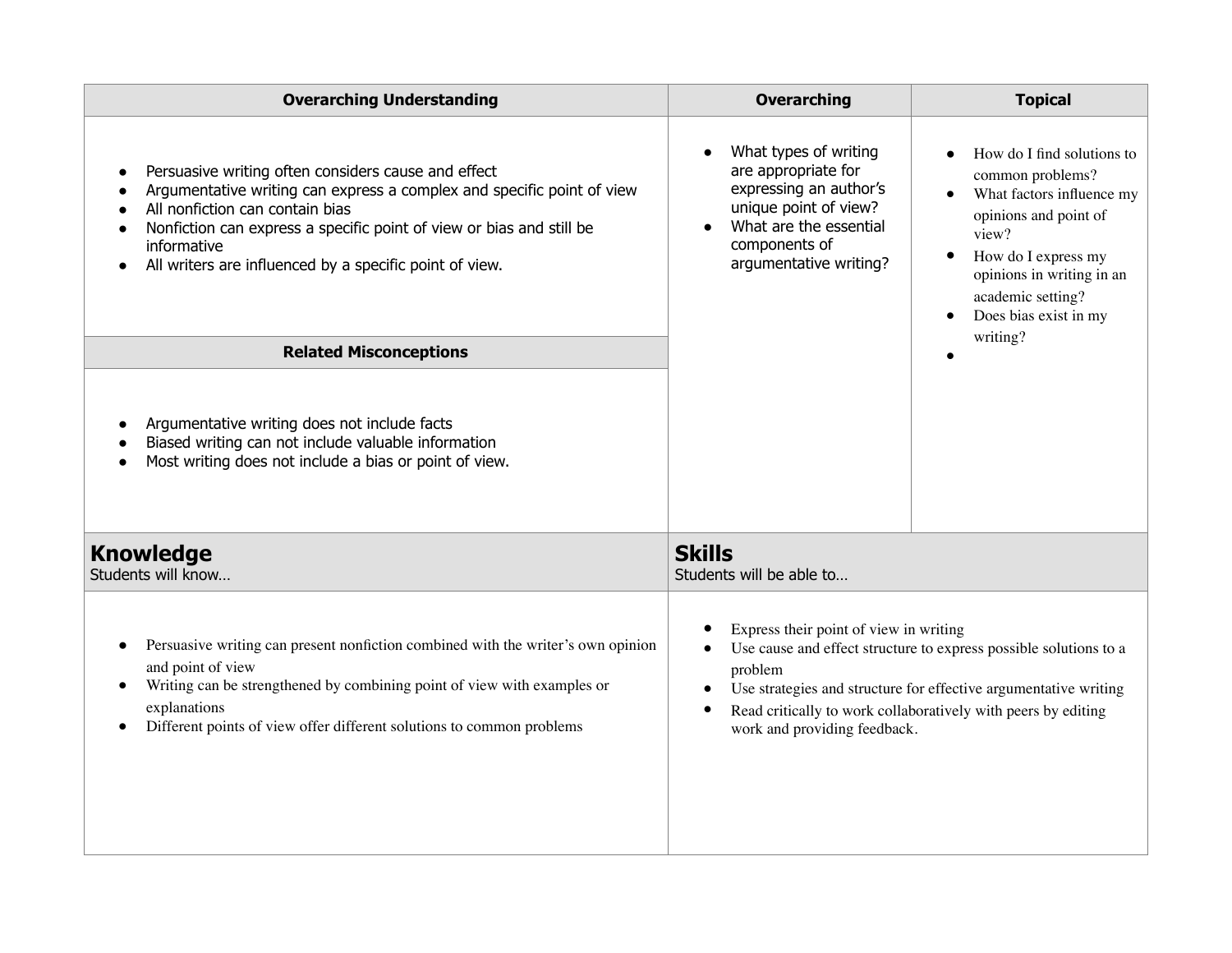| Overarching Understanding | Overarching | Topical |
| --- | --- | --- |
| • Persuasive writing often considers cause and effect<br>• Argumentative writing can express a complex and specific point of view<br>• All nonfiction can contain bias<br>• Nonfiction can express a specific point of view or bias and still be informative<br>• All writers are influenced by a specific point of view. | • What types of writing are appropriate for expressing an author's unique point of view?<br>• What are the essential components of argumentative writing? | • How do I find solutions to common problems?<br>• What factors influence my opinions and point of view?<br>• How do I express my opinions in writing in an academic setting?<br>• Does bias exist in my writing?<br>• |
| **Related Misconceptions** | | |
| • Argumentative writing does not include facts<br>• Biased writing can not include valuable information<br>• Most writing does not include a bias or point of view. | | |

| **Knowledge**<br>Students will know… | **Skills**<br>Students will be able to… |
| --- | --- |
| • Persuasive writing can present nonfiction combined with the writer's own opinion and point of view<br>• Writing can be strengthened by combining point of view with examples or explanations<br>• Different points of view offer different solutions to common problems | • Express their point of view in writing<br>• Use cause and effect structure to express possible solutions to a problem<br>• Use strategies and structure for effective argumentative writing<br>• Read critically to work collaboratively with peers by editing work and providing feedback. |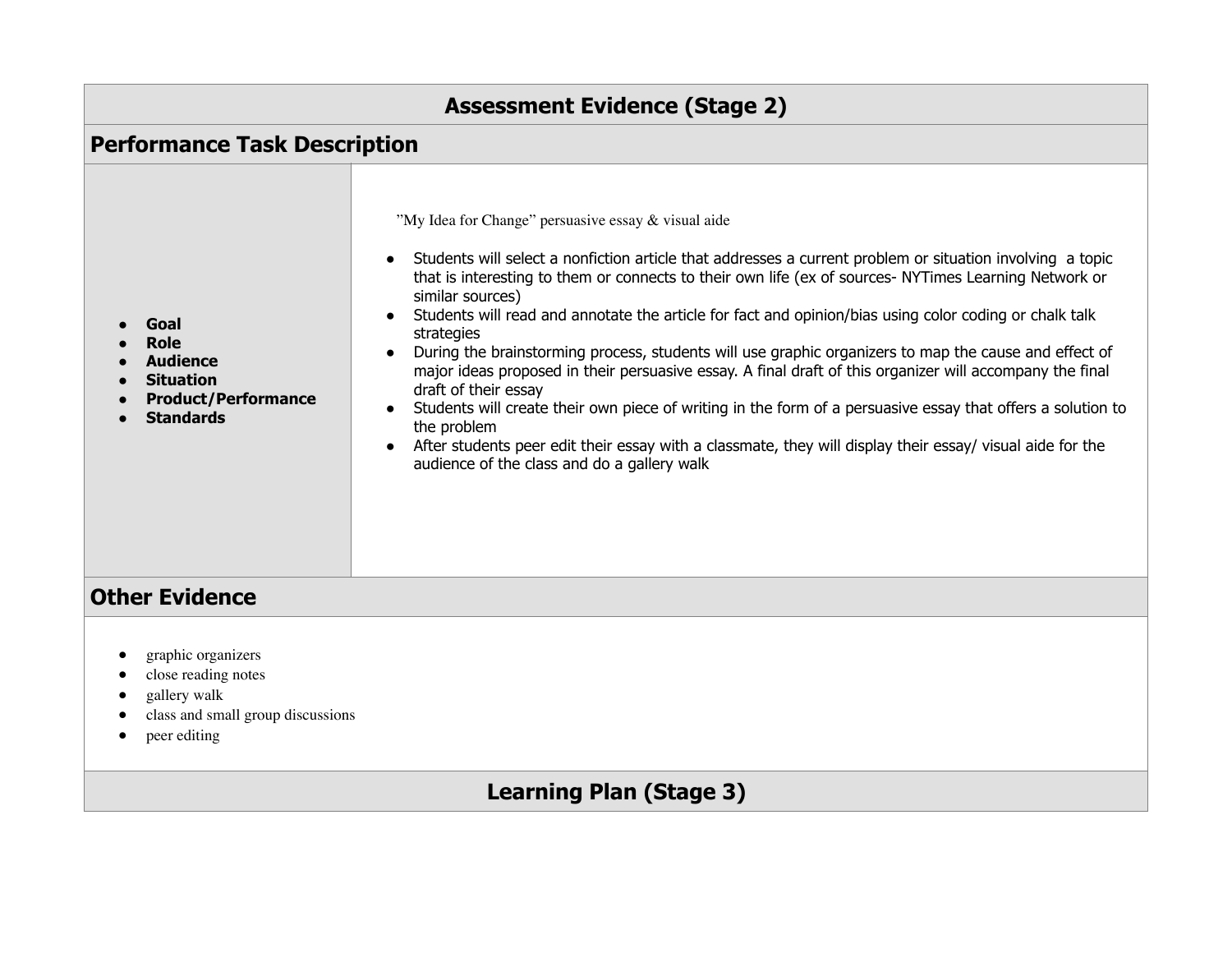## Assessment Evidence (Stage 2)

### Performance Task Description

| Goal / Role / Audience / Situation / Product/Performance / Standards | Task |
|---|---|
| • **Goal**<br>• **Role**<br>• **Audience**<br>• **Situation**<br>• **Product/Performance**<br>• **Standards** | ”My Idea for Change” persuasive essay & visual aide<br><br>• Students will select a nonfiction article that addresses a current problem or situation involving a topic that is interesting to them or connects to their own life (ex of sources- NYTimes Learning Network or similar sources)<br>• Students will read and annotate the article for fact and opinion/bias using color coding or chalk talk strategies<br>• During the brainstorming process, students will use graphic organizers to map the cause and effect of major ideas proposed in their persuasive essay. A final draft of this organizer will accompany the final draft of their essay<br>• Students will create their own piece of writing in the form of a persuasive essay that offers a solution to the problem<br>• After students peer edit their essay with a classmate, they will display their essay/ visual aide for the audience of the class and do a gallery walk |

### Other Evidence

- graphic organizers
- close reading notes
- gallery walk
- class and small group discussions
- peer editing

## Learning Plan (Stage 3)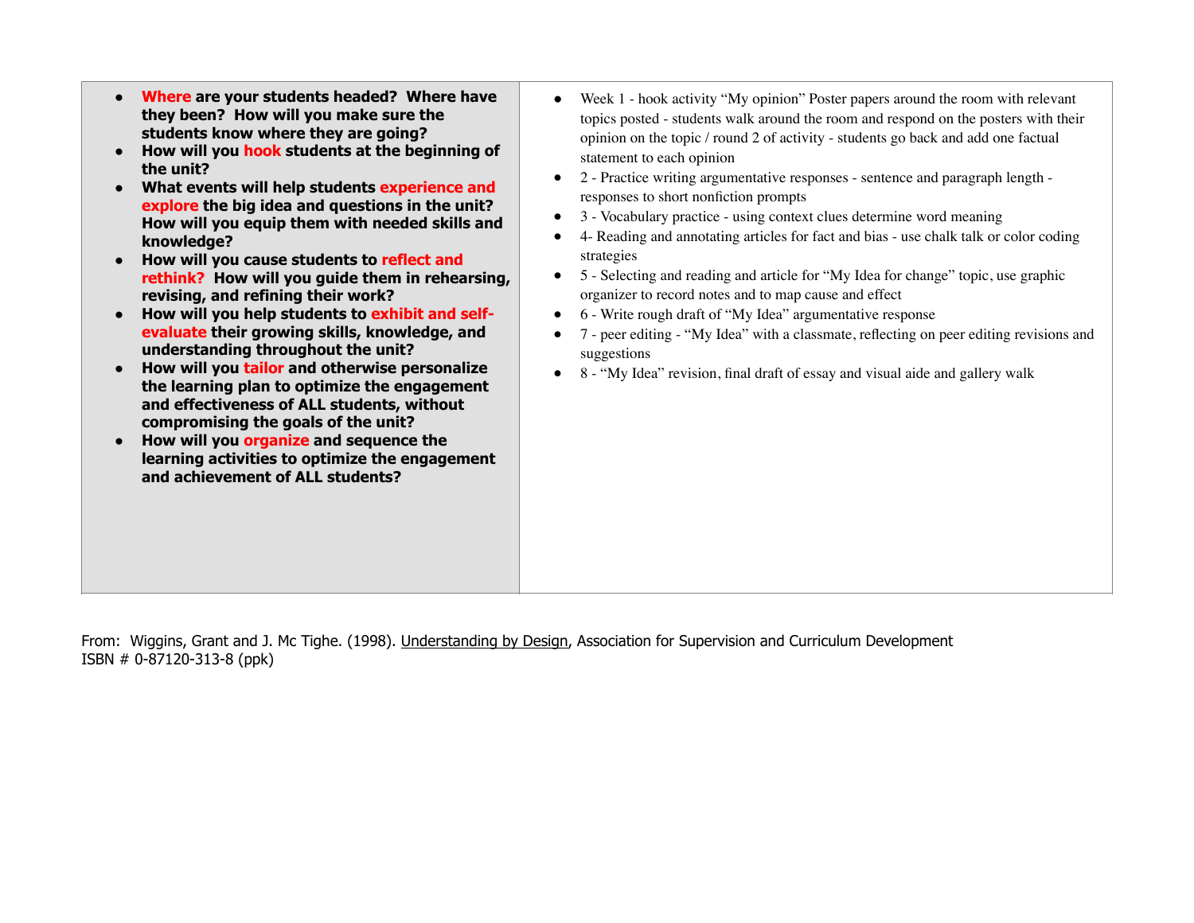| | |
|---|---|
| • **Where are your students headed? Where have they been? How will you make sure the students know where they are going?**<br>• **How will you hook students at the beginning of the unit?**<br>• **What events will help students experience and explore the big idea and questions in the unit? How will you equip them with needed skills and knowledge?**<br>• **How will you cause students to reflect and rethink? How will you guide them in rehearsing, revising, and refining their work?**<br>• **How will you help students to exhibit and self-evaluate their growing skills, knowledge, and understanding throughout the unit?**<br>• **How will you tailor and otherwise personalize the learning plan to optimize the engagement and effectiveness of ALL students, without compromising the goals of the unit?**<br>• **How will you organize and sequence the learning activities to optimize the engagement and achievement of ALL students?** | • Week 1 - hook activity "My opinion" Poster papers around the room with relevant topics posted - students walk around the room and respond on the posters with their opinion on the topic / round 2 of activity - students go back and add one factual statement to each opinion<br>• 2 - Practice writing argumentative responses - sentence and paragraph length - responses to short nonfiction prompts<br>• 3 - Vocabulary practice - using context clues determine word meaning<br>• 4- Reading and annotating articles for fact and bias - use chalk talk or color coding strategies<br>• 5 - Selecting and reading and article for "My Idea for change" topic, use graphic organizer to record notes and to map cause and effect<br>• 6 - Write rough draft of "My Idea" argumentative response<br>• 7 - peer editing - "My Idea" with a classmate, reflecting on peer editing revisions and suggestions<br>• 8 - "My Idea" revision, final draft of essay and visual aide and gallery walk |

From: Wiggins, Grant and J. Mc Tighe. (1998). Understanding by Design, Association for Supervision and Curriculum Development
ISBN # 0-87120-313-8 (ppk)